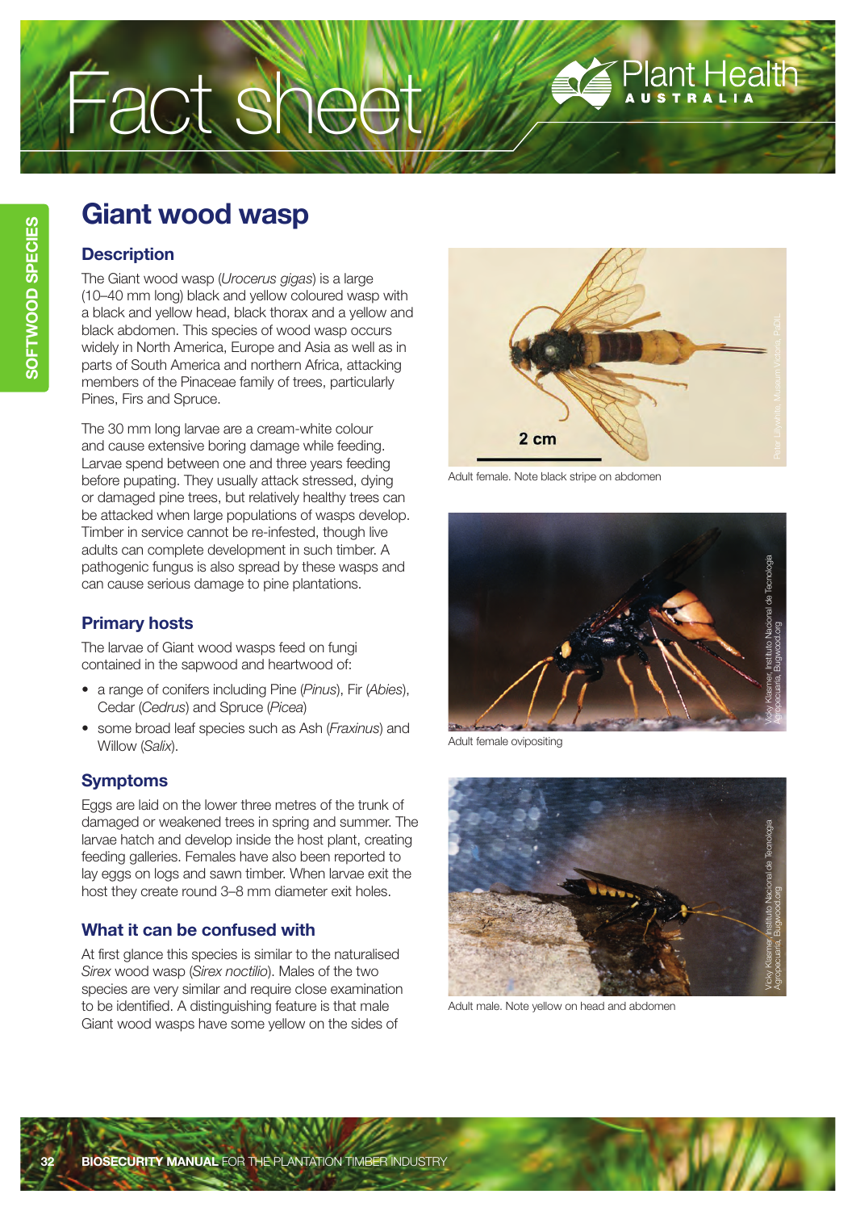# Fact sheet

SOFTWOOD SPECIES

## Giant wood wasp

### Description

The Giant wood wasp (*Urocerus gigas*) is a large (10–40 mm long) black and yellow coloured wasp with a black and yellow head, black thorax and a yellow and black abdomen. This species of wood wasp occurs widely in North America, Europe and Asia as well as in parts of South America and northern Africa, attacking members of the Pinaceae family of trees, particularly Pines, Firs and Spruce.

The 30 mm long larvae are a cream-white colour and cause extensive boring damage while feeding. Larvae spend between one and three years feeding before pupating. They usually attack stressed, dying or damaged pine trees, but relatively healthy trees can be attacked when large populations of wasps develop. Timber in service cannot be re-infested, though live adults can complete development in such timber. A pathogenic fungus is also spread by these wasps and can cause serious damage to pine plantations.

### Primary hosts

The larvae of Giant wood wasps feed on fungi contained in the sapwood and heartwood of:

- a range of conifers including Pine (*Pinus*), Fir (*Abies*), Cedar (*Cedrus*) and Spruce (*Picea*)
- some broad leaf species such as Ash (*Fraxinus*) and Willow (*Salix*).

### Symptoms

Eggs are laid on the lower three metres of the trunk of damaged or weakened trees in spring and summer. The larvae hatch and develop inside the host plant, creating feeding galleries. Females have also been reported to lay eggs on logs and sawn timber. When larvae exit the host they create round 3–8 mm diameter exit holes.

### What it can be confused with

At first glance this species is similar to the naturalised *Sirex* wood wasp (*Sirex noctilio*). Males of the two species are very similar and require close examination to be identified. A distinguishing feature is that male Giant wood wasps have some yellow on the sides of

2 cm

Adult female. Note black stripe on abdomen

Adult female ovipositing

Adult male. Note yellow on head and abdomen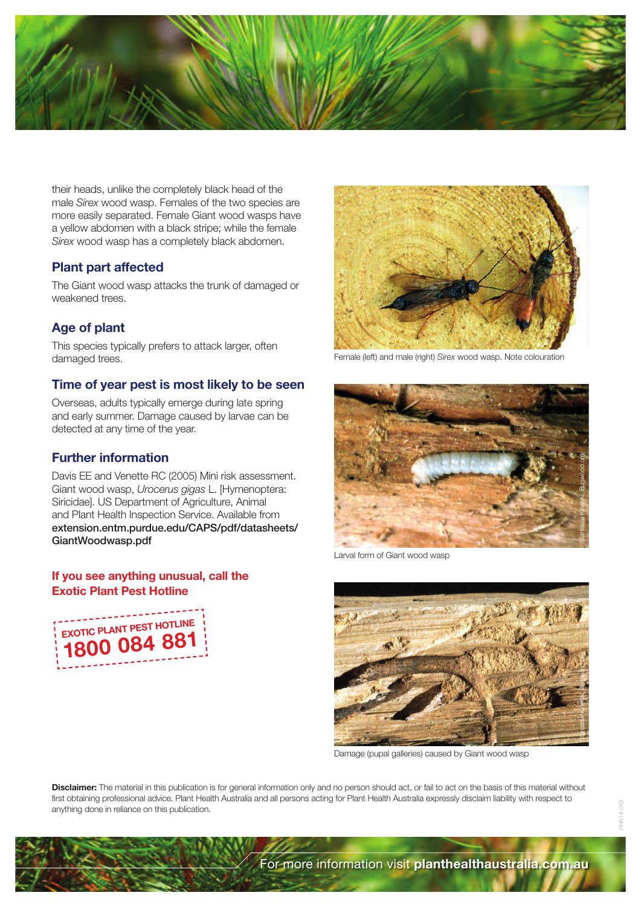their heads, unlike the completely black head of the male *Sirex* wood wasp. Females of the two species are more easily separated. Female Giant wood wasps have a yellow abdomen with a black stripe; while the female *Sirex* wood wasp has a completely black abdomen.

## Plant part affected

The Giant wood wasp attacks the trunk of damaged or weakened trees.

## Age of plant

This species typically prefers to attack larger, often damaged trees.

## Time of year pest is most likely to be seen

Overseas, adults typically emerge during late spring and early summer. Damage caused by larvae can be detected at any time of the year.

## Further information

Davis EE and Venette RC (2005) Mini risk assessment. Giant wood wasp, *Urocerus gigas* L. [Hymenoptera: Siricidae]. US Department of Agriculture, Animal and Plant Health Inspection Service. Available from **extension.entm.purdue.edu/CAPS/pdf/datasheets/GiantWoodwasp.pdf**

**If you see anything unusual, call the Exotic Plant Pest Hotline**

**EXOTIC PLANT PEST HOTLINE 1800 084 881**

Female (left) and male (right) *Sirex* wood wasp. Note colouration

Larval form of Giant wood wasp

Damage (pupal galleries) caused by Giant wood wasp

**Disclaimer:** The material in this publication is for general information only and no person should act, or fail to act on the basis of this material without first obtaining professional advice. Plant Health Australia and all persons acting for Plant Health Australia expressly disclaim liability with respect to anything done in reliance on this publication.

For more information visit **planthealthaustralia.com.au**